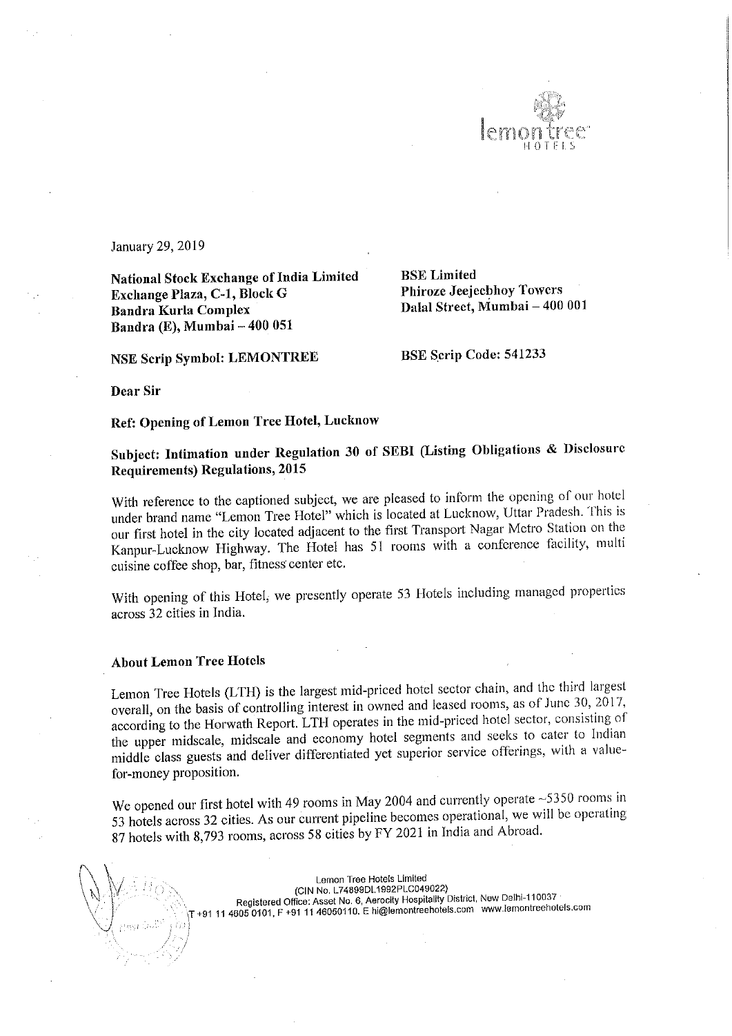January 29, 2019

**National Stock Exchange of India Limited**
**Exchange Plaza, C-1, Block G**
**Bandra Kurla Complex**
**Bandra (E), Mumbai – 400 051**

**BSE Limited**
**Phiroze Jeejeebhoy Towers**
**Dalal Street, Mumbai – 400 001**

**NSE Scrip Symbol: LEMONTREE**

**BSE Scrip Code: 541233**

**Dear Sir**

**Ref: Opening of Lemon Tree Hotel, Lucknow**

**Subject: Intimation under Regulation 30 of SEBI (Listing Obligations & Disclosure Requirements) Regulations, 2015**

With reference to the captioned subject, we are pleased to inform the opening of our hotel under brand name "Lemon Tree Hotel" which is located at Lucknow, Uttar Pradesh. This is our first hotel in the city located adjacent to the first Transport Nagar Metro Station on the Kanpur-Lucknow Highway. The Hotel has 51 rooms with a conference facility, multi cuisine coffee shop, bar, fitness center etc.

With opening of this Hotel, we presently operate 53 Hotels including managed properties across 32 cities in India.

**About Lemon Tree Hotels**

Lemon Tree Hotels (LTH) is the largest mid-priced hotel sector chain, and the third largest overall, on the basis of controlling interest in owned and leased rooms, as of June 30, 2017, according to the Horwath Report. LTH operates in the mid-priced hotel sector, consisting of the upper midscale, midscale and economy hotel segments and seeks to cater to Indian middle class guests and deliver differentiated yet superior service offerings, with a value-for-money proposition.

We opened our first hotel with 49 rooms in May 2004 and currently operate ~5350 rooms in 53 hotels across 32 cities. As our current pipeline becomes operational, we will be operating 87 hotels with 8,793 rooms, across 58 cities by FY 2021 in India and Abroad.

Lemon Tree Hotels Limited
(CIN No. L74899DL1992PLC049022)
Registered Office: Asset No. 6, Aerocity Hospitality District, New Delhi-110037
T +91 11 4605 0101, F +91 11 46050110. E hi@lemontreehotels.com www.lemontreehotels.com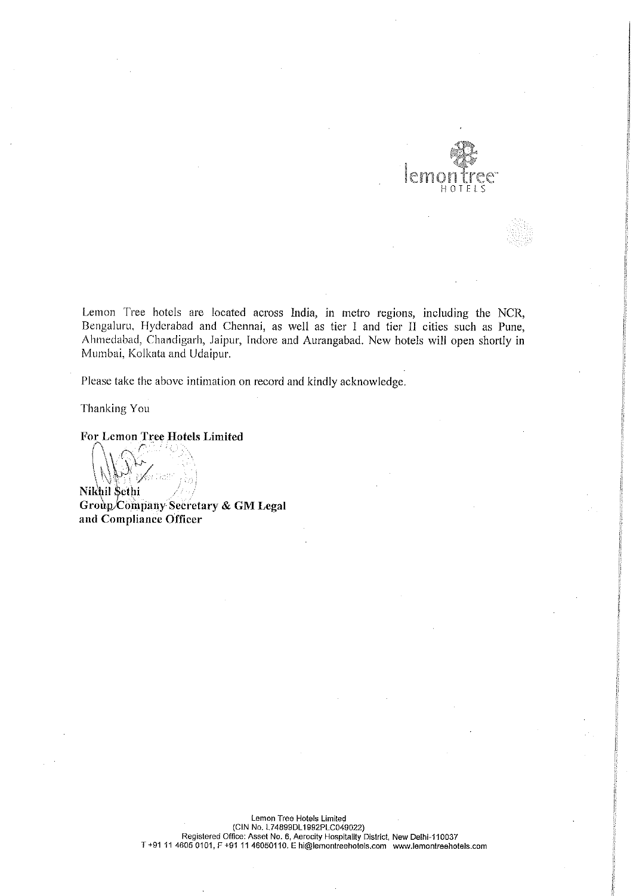Lemon Tree hotels are located across India, in metro regions, including the NCR, Bengaluru, Hyderabad and Chennai, as well as tier I and tier II cities such as Pune, Ahmedabad, Chandigarh, Jaipur, Indore and Aurangabad. New hotels will open shortly in Mumbai, Kolkata and Udaipur.

Please take the above intimation on record and kindly acknowledge.

Thanking You

**For Lemon Tree Hotels Limited**

**Nikhil Sethi**
**Group Company Secretary & GM Legal and Compliance Officer**

Lemon Tree Hotels Limited
(CIN No. L74899DL1992PLC049022)
Registered Office: Asset No. 6, Aerocity Hospitality District, New Delhi-110037
T +91 11 4605 0101, F +91 11 46050110. E hi@lemontreehotels.com www.lemontreehotels.com